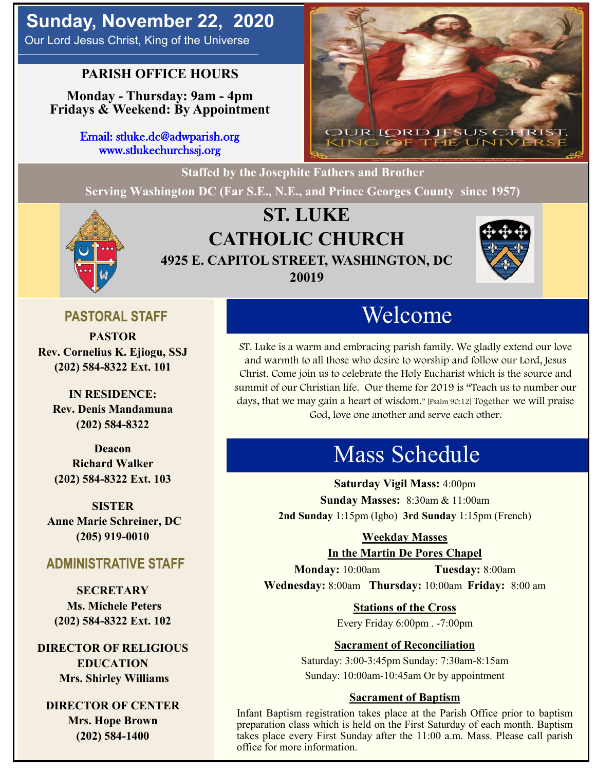# Sunday, November 22, 2020

Our Lord Jesus Christ, King of the Universe

## PARISH OFFICE HOURS

**Monday - Thursday: 9am - 4pm**
**Fridays & Weekend: By Appointment**

Email: stluke.dc@adwparish.org
www.stlukechurchssj.org

**Staffed by the Josephite Fathers and Brother**
**Serving Washington DC (Far S.E., N.E., and Prince Georges County since 1957)**

# ST. LUKE CATHOLIC CHURCH

**4925 E. CAPITOL STREET, WASHINGTON, DC 20019**

## PASTORAL STAFF

**PASTOR**
**Rev. Cornelius K. Ejiogu, SSJ**
**(202) 584-8322 Ext. 101**

**IN RESIDENCE:**
**Rev. Denis Mandamuna**
**(202) 584-8322**

**Deacon**
**Richard Walker**
**(202) 584-8322 Ext. 103**

**SISTER**
**Anne Marie Schreiner, DC**
**(205) 919-0010**

## ADMINISTRATIVE STAFF

**SECRETARY**
**Ms. Michele Peters**
**(202) 584-8322 Ext. 102**

**DIRECTOR OF RELIGIOUS EDUCATION**
**Mrs. Shirley Williams**

**DIRECTOR OF CENTER**
**Mrs. Hope Brown**
**(202) 584-1400**

## Welcome

ST. Luke is a warm and embracing parish family. We gladly extend our love and warmth to all those who desire to worship and follow our Lord, Jesus Christ. Come join us to celebrate the Holy Eucharist which is the source and summit of our Christian life. Our theme for 2019 is "Teach us to number our days, that we may gain a heart of wisdom." [Psalm 90:12] Together we will praise God, love one another and serve each other.

## Mass Schedule

**Saturday Vigil Mass:** 4:00pm
**Sunday Masses:** 8:30am & 11:00am
**2nd Sunday** 1:15pm (Igbo) **3rd Sunday** 1:15pm (French)

### Weekday Masses
### In the Martin De Pores Chapel

**Monday:** 10:00am **Tuesday:** 8:00am
**Wednesday:** 8:00am **Thursday:** 10:00am **Friday:** 8:00 am

### Stations of the Cross

Every Friday 6:00pm . -7:00pm

### Sacrament of Reconciliation

Saturday: 3:00-3:45pm Sunday: 7:30am-8:15am
Sunday: 10:00am-10:45am Or by appointment

### Sacrament of Baptism

Infant Baptism registration takes place at the Parish Office prior to baptism preparation class which is held on the First Saturday of each month. Baptism takes place every First Sunday after the 11:00 a.m. Mass. Please call parish office for more information.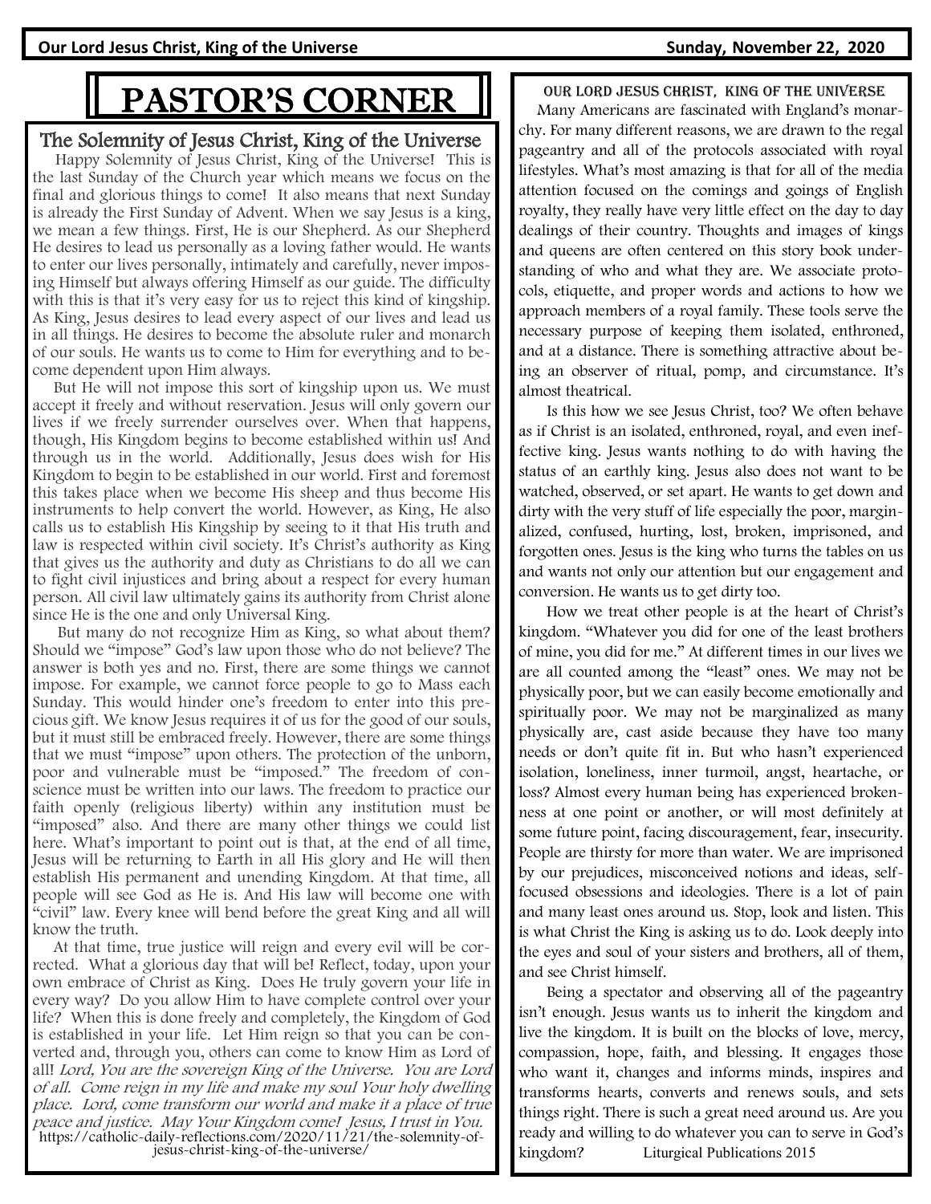# PASTOR'S CORNER

## The Solemnity of Jesus Christ, King of the Universe

Happy Solemnity of Jesus Christ, King of the Universe! This is the last Sunday of the Church year which means we focus on the final and glorious things to come! It also means that next Sunday is already the First Sunday of Advent. When we say Jesus is a king, we mean a few things. First, He is our Shepherd. As our Shepherd He desires to lead us personally as a loving father would. He wants to enter our lives personally, intimately and carefully, never imposing Himself but always offering Himself as our guide. The difficulty with this is that it's very easy for us to reject this kind of kingship. As King, Jesus desires to lead every aspect of our lives and lead us in all things. He desires to become the absolute ruler and monarch of our souls. He wants us to come to Him for everything and to become dependent upon Him always.

But He will not impose this sort of kingship upon us. We must accept it freely and without reservation. Jesus will only govern our lives if we freely surrender ourselves over. When that happens, though, His Kingdom begins to become established within us! And through us in the world. Additionally, Jesus does wish for His Kingdom to begin to be established in our world. First and foremost this takes place when we become His sheep and thus become His instruments to help convert the world. However, as King, He also calls us to establish His Kingship by seeing to it that His truth and law is respected within civil society. It's Christ's authority as King that gives us the authority and duty as Christians to do all we can to fight civil injustices and bring about a respect for every human person. All civil law ultimately gains its authority from Christ alone since He is the one and only Universal King.

But many do not recognize Him as King, so what about them? Should we "impose" God's law upon those who do not believe? The answer is both yes and no. First, there are some things we cannot impose. For example, we cannot force people to go to Mass each Sunday. This would hinder one's freedom to enter into this precious gift. We know Jesus requires it of us for the good of our souls, but it must still be embraced freely. However, there are some things that we must "impose" upon others. The protection of the unborn, poor and vulnerable must be "imposed." The freedom of conscience must be written into our laws. The freedom to practice our faith openly (religious liberty) within any institution must be "imposed" also. And there are many other things we could list here. What's important to point out is that, at the end of all time, Jesus will be returning to Earth in all His glory and He will then establish His permanent and unending Kingdom. At that time, all people will see God as He is. And His law will become one with "civil" law. Every knee will bend before the great King and all will know the truth.

At that time, true justice will reign and every evil will be corrected. What a glorious day that will be! Reflect, today, upon your own embrace of Christ as King. Does He truly govern your life in every way? Do you allow Him to have complete control over your life? When this is done freely and completely, the Kingdom of God is established in your life. Let Him reign so that you can be converted and, through you, others can come to know Him as Lord of all! *Lord, You are the sovereign King of the Universe. You are Lord of all. Come reign in my life and make my soul Your holy dwelling place. Lord, come transform our world and make it a place of true peace and justice. May Your Kingdom come! Jesus, I trust in You.*

https://catholic-daily-reflections.com/2020/11/21/the-solemnity-of-jesus-christ-king-of-the-universe/

## Our Lord Jesus Christ, King of the Universe

Many Americans are fascinated with England's monarchy. For many different reasons, we are drawn to the regal pageantry and all of the protocols associated with royal lifestyles. What's most amazing is that for all of the media attention focused on the comings and goings of English royalty, they really have very little effect on the day to day dealings of their country. Thoughts and images of kings and queens are often centered on this story book understanding of who and what they are. We associate protocols, etiquette, and proper words and actions to how we approach members of a royal family. These tools serve the necessary purpose of keeping them isolated, enthroned, and at a distance. There is something attractive about being an observer of ritual, pomp, and circumstance. It's almost theatrical.

Is this how we see Jesus Christ, too? We often behave as if Christ is an isolated, enthroned, royal, and even ineffective king. Jesus wants nothing to do with having the status of an earthly king. Jesus also does not want to be watched, observed, or set apart. He wants to get down and dirty with the very stuff of life especially the poor, marginalized, confused, hurting, lost, broken, imprisoned, and forgotten ones. Jesus is the king who turns the tables on us and wants not only our attention but our engagement and conversion. He wants us to get dirty too.

How we treat other people is at the heart of Christ's kingdom. "Whatever you did for one of the least brothers of mine, you did for me." At different times in our lives we are all counted among the "least" ones. We may not be physically poor, but we can easily become emotionally and spiritually poor. We may not be marginalized as many physically are, cast aside because they have too many needs or don't quite fit in. But who hasn't experienced isolation, loneliness, inner turmoil, angst, heartache, or loss? Almost every human being has experienced brokenness at one point or another, or will most definitely at some future point, facing discouragement, fear, insecurity. People are thirsty for more than water. We are imprisoned by our prejudices, misconceived notions and ideas, self-focused obsessions and ideologies. There is a lot of pain and many least ones around us. Stop, look and listen. This is what Christ the King is asking us to do. Look deeply into the eyes and soul of your sisters and brothers, all of them, and see Christ himself.

Being a spectator and observing all of the pageantry isn't enough. Jesus wants us to inherit the kingdom and live the kingdom. It is built on the blocks of love, mercy, compassion, hope, faith, and blessing. It engages those who want it, changes and informs minds, inspires and transforms hearts, converts and renews souls, and sets things right. There is such a great need around us. Are you ready and willing to do whatever you can to serve in God's kingdom? Liturgical Publications 2015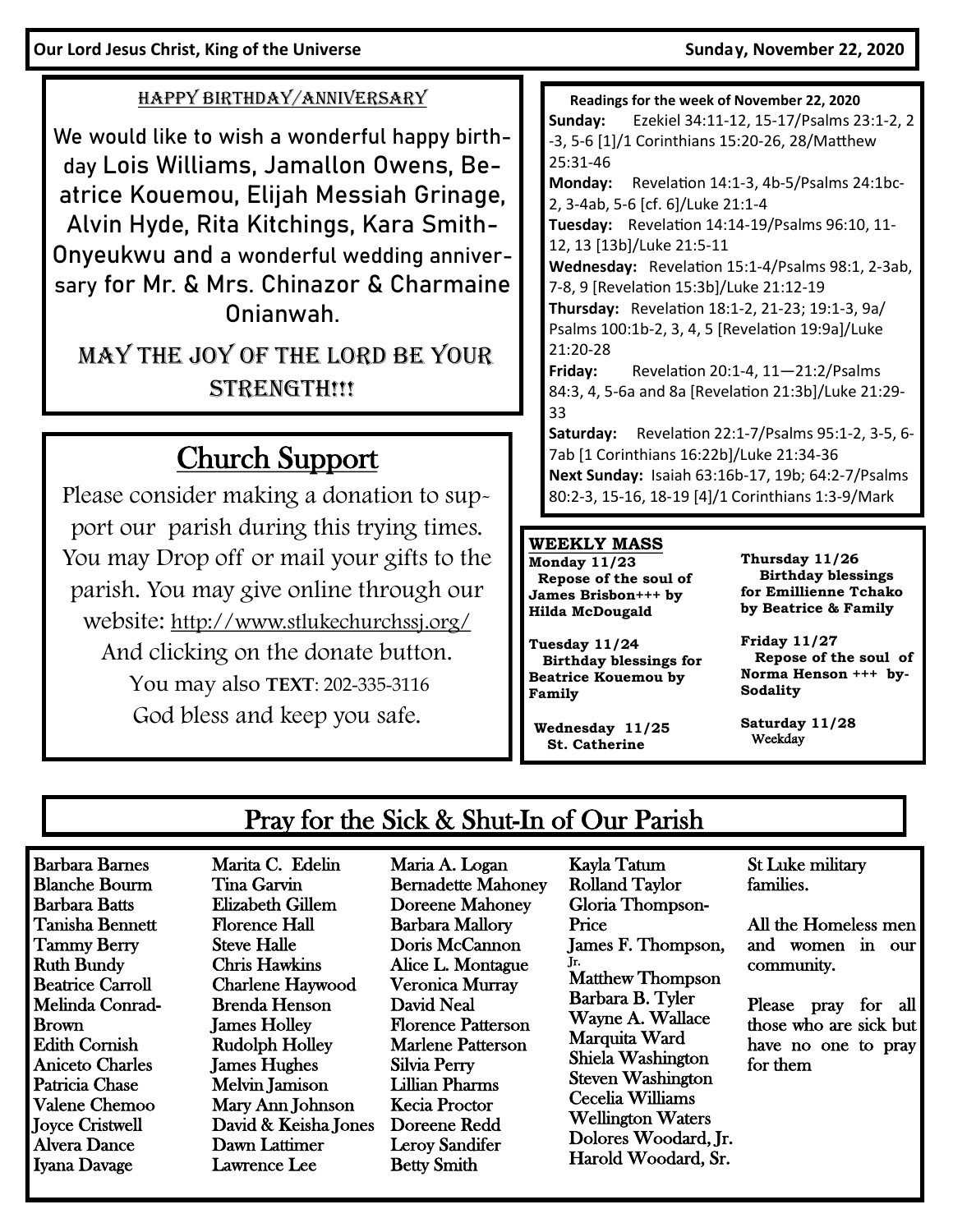## HAPPY BIRTHDAY/ANNIVERSARY

We would like to wish a wonderful happy birthday Lois Williams, Jamallon Owens, Beatrice Kouemou, Elijah Messiah Grinage, Alvin Hyde, Rita Kitchings, Kara Smith-Onyeukwu and a wonderful wedding anniversary for Mr. & Mrs. Chinazor & Charmaine Onianwah.

MAY THE JOY OF THE LORD BE YOUR STRENGTH!!!

## Church Support

Please consider making a donation to support our parish during this trying times. You may Drop off or mail your gifts to the parish. You may give online through our website: http://www.stlukechurchssj.org/ And clicking on the donate button. You may also **TEXT**: 202-335-3116

God bless and keep you safe.

**Readings for the week of November 22, 2020**

**Sunday:** Ezekiel 34:11-12, 15-17/Psalms 23:1-2, 2-3, 5-6 [1]/1 Corinthians 15:20-26, 28/Matthew 25:31-46

**Monday:** Revelation 14:1-3, 4b-5/Psalms 24:1bc-2, 3-4ab, 5-6 [cf. 6]/Luke 21:1-4

**Tuesday:** Revelation 14:14-19/Psalms 96:10, 11-12, 13 [13b]/Luke 21:5-11

**Wednesday:** Revelation 15:1-4/Psalms 98:1, 2-3ab, 7-8, 9 [Revelation 15:3b]/Luke 21:12-19

**Thursday:** Revelation 18:1-2, 21-23; 19:1-3, 9a/Psalms 100:1b-2, 3, 4, 5 [Revelation 19:9a]/Luke 21:20-28

**Friday:** Revelation 20:1-4, 11—21:2/Psalms 84:3, 4, 5-6a and 8a [Revelation 21:3b]/Luke 21:29-33

**Saturday:** Revelation 22:1-7/Psalms 95:1-2, 3-5, 6-7ab [1 Corinthians 16:22b]/Luke 21:34-36

**Next Sunday:** Isaiah 63:16b-17, 19b; 64:2-7/Psalms 80:2-3, 15-16, 18-19 [4]/1 Corinthians 1:3-9/Mark

**WEEKLY MASS**

**Monday 11/23**
Repose of the soul of James Brisbon+++ by Hilda McDougald

**Tuesday 11/24**
Birthday blessings for Beatrice Kouemou by Family

**Wednesday 11/25**
St. Catherine

**Thursday 11/26**
Birthday blessings for Emillienne Tchako by Beatrice & Family

**Friday 11/27**
Repose of the soul of Norma Henson +++ by-Sodality

**Saturday 11/28**
Weekday

## Pray for the Sick & Shut-In of Our Parish

Barbara Barnes
Blanche Bourm
Barbara Batts
Tanisha Bennett
Tammy Berry
Ruth Bundy
Beatrice Carroll
Melinda Conrad-Brown
Edith Cornish
Aniceto Charles
Patricia Chase
Valene Chemoo
Joyce Cristwell
Alvera Dance
Iyana Davage
Marita C. Edelin
Tina Garvin
Elizabeth Gillem
Florence Hall
Steve Halle
Chris Hawkins
Charlene Haywood
Brenda Henson
James Holley
Rudolph Holley
James Hughes
Melvin Jamison
Mary Ann Johnson
David & Keisha Jones
Dawn Lattimer
Lawrence Lee
Maria A. Logan
Bernadette Mahoney
Doreene Mahoney
Barbara Mallory
Doris McCannon
Alice L. Montague
Veronica Murray
David Neal
Florence Patterson
Marlene Patterson
Silvia Perry
Lillian Pharms
Kecia Proctor
Doreene Redd
Leroy Sandifer
Betty Smith
Kayla Tatum
Rolland Taylor
Gloria Thompson-Price
James F. Thompson, Jr.
Matthew Thompson
Barbara B. Tyler
Wayne A. Wallace
Marquita Ward
Shiela Washington
Steven Washington
Cecelia Williams
Wellington Waters
Dolores Woodard, Jr.
Harold Woodard, Sr.

St Luke military families.

All the Homeless men and women in our community.

Please pray for all those who are sick but have no one to pray for them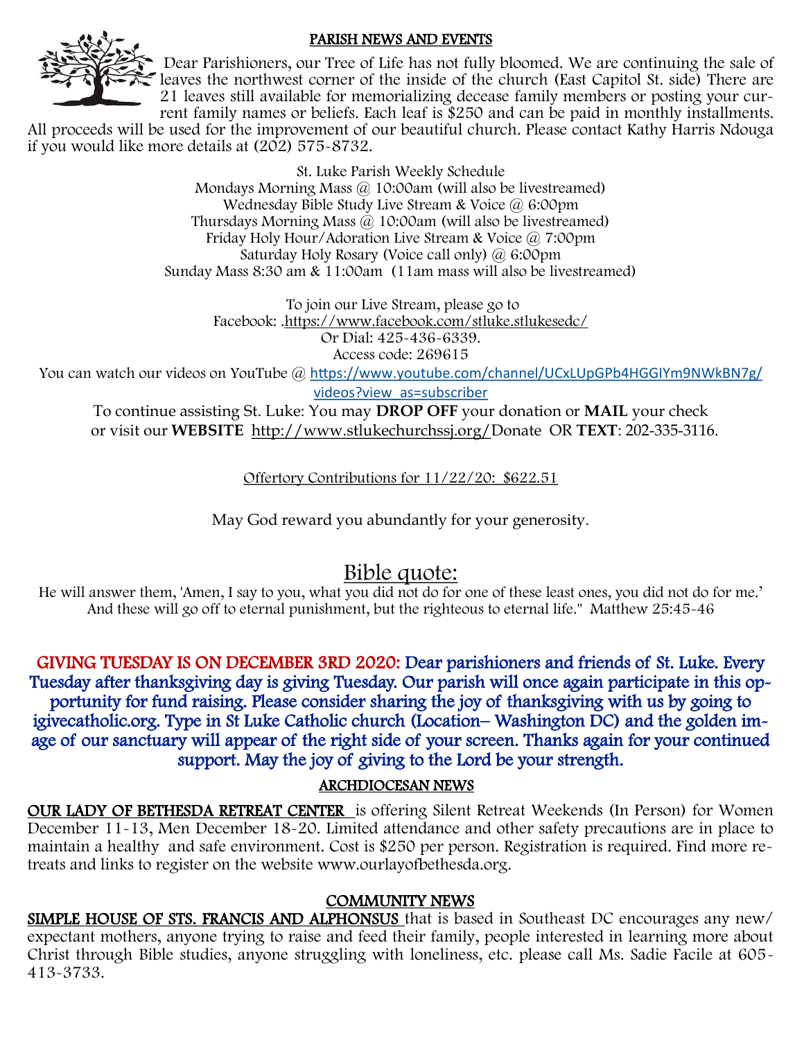## PARISH NEWS AND EVENTS

Dear Parishioners, our Tree of Life has not fully bloomed. We are continuing the sale of leaves the northwest corner of the inside of the church (East Capitol St. side) There are 21 leaves still available for memorializing decease family members or posting your current family names or beliefs. Each leaf is $250 and can be paid in monthly installments. All proceeds will be used for the improvement of our beautiful church. Please contact Kathy Harris Ndouga if you would like more details at (202) 575-8732.

St. Luke Parish Weekly Schedule
Mondays Morning Mass @ 10:00am (will also be livestreamed)
Wednesday Bible Study Live Stream & Voice @ 6:00pm
Thursdays Morning Mass @ 10:00am (will also be livestreamed)
Friday Holy Hour/Adoration Live Stream & Voice @ 7:00pm
Saturday Holy Rosary (Voice call only) @ 6:00pm
Sunday Mass 8:30 am & 11:00am (11am mass will also be livestreamed)

To join our Live Stream, please go to
Facebook: .https://www.facebook.com/stluke.stlukesedc/
Or Dial: 425-436-6339.
Access code: 269615

You can watch our videos on YouTube @ https://www.youtube.com/channel/UCxLUpGPb4HGGIYm9NWkBN7g/videos?view_as=subscriber

To continue assisting St. Luke: You may **DROP OFF** your donation or **MAIL** your check or visit our **WEBSITE** http://www.stlukechurchssj.org/Donate OR **TEXT**: 202-335-3116.

Offertory Contributions for 11/22/20: $622.51

May God reward you abundantly for your generosity.

## Bible quote:

He will answer them, 'Amen, I say to you, what you did not do for one of these least ones, you did not do for me.' And these will go off to eternal punishment, but the righteous to eternal life." Matthew 25:45-46

**GIVING TUESDAY IS ON DECEMBER 3RD 2020:** Dear parishioners and friends of St. Luke. Every Tuesday after thanksgiving day is giving Tuesday. Our parish will once again participate in this opportunity for fund raising. Please consider sharing the joy of thanksgiving with us by going to igivecatholic.org. Type in St Luke Catholic church (Location– Washington DC) and the golden image of our sanctuary will appear of the right side of your screen. Thanks again for your continued support. May the joy of giving to the Lord be your strength.

## ARCHDIOCESAN NEWS

**OUR LADY OF BETHESDA RETREAT CENTER** is offering Silent Retreat Weekends (In Person) for Women December 11-13, Men December 18-20. Limited attendance and other safety precautions are in place to maintain a healthy and safe environment. Cost is $250 per person. Registration is required. Find more retreats and links to register on the website www.ourlayofbethesda.org.

## COMMUNITY NEWS

**SIMPLE HOUSE OF STS. FRANCIS AND ALPHONSUS** that is based in Southeast DC encourages any new/expectant mothers, anyone trying to raise and feed their family, people interested in learning more about Christ through Bible studies, anyone struggling with loneliness, etc. please call Ms. Sadie Facile at 605-413-3733.